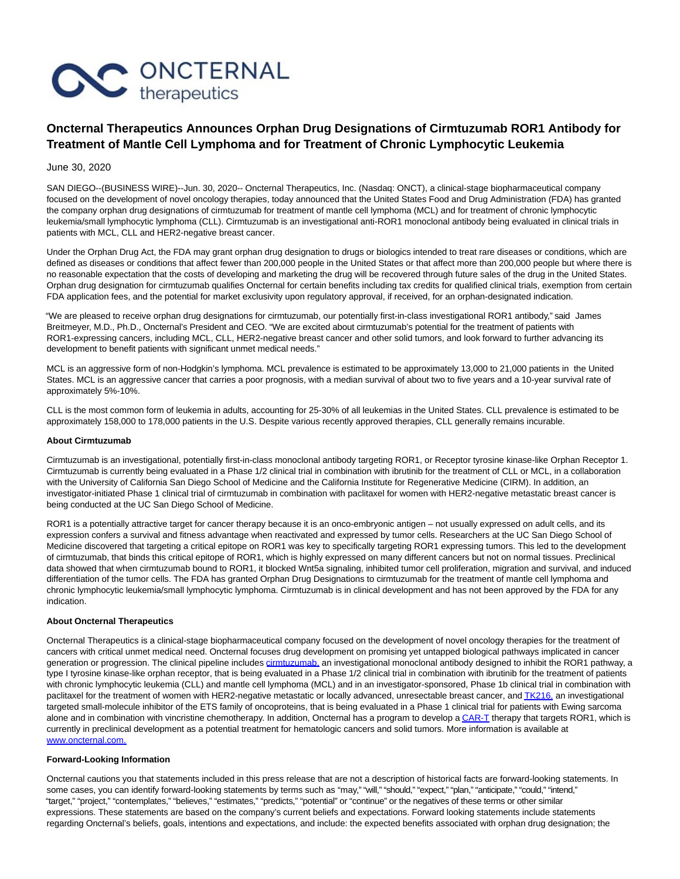# Oncternal Therapeutics Announces Orphan Drug Designations of Cirmtuzumab ROR1 Antibody for Treatment of Mantle Cell Lymphoma and for Treatment of Chronic Lymphocytic Leukemia

June 30, 2020

SAN DIEGO--(BUSINESS WIRE)--Jun. 30, 2020-- Oncternal Therapeutics, Inc. (Nasdaq: ONCT), a clinical-stage biopharmaceutical company focused on the development of novel oncology therapies, today announced that the United States Food and Drug Administration (FDA) has granted the company orphan drug designations of cirmtuzumab for treatment of mantle cell lymphoma (MCL) and for treatment of chronic lymphocytic leukemia/small lymphocytic lymphoma (CLL). Cirmtuzumab is an investigational anti-ROR1 monoclonal antibody being evaluated in clinical trials in patients with MCL, CLL and HER2-negative breast cancer.

Under the Orphan Drug Act, the FDA may grant orphan drug designation to drugs or biologics intended to treat rare diseases or conditions, which are defined as diseases or conditions that affect fewer than 200,000 people in the United States or that affect more than 200,000 people but where there is no reasonable expectation that the costs of developing and marketing the drug will be recovered through future sales of the drug in the United States. Orphan drug designation for cirmtuzumab qualifies Oncternal for certain benefits including tax credits for qualified clinical trials, exemption from certain FDA application fees, and the potential for market exclusivity upon regulatory approval, if received, for an orphan-designated indication.

"We are pleased to receive orphan drug designations for cirmtuzumab, our potentially first-in-class investigational ROR1 antibody," said James Breitmeyer, M.D., Ph.D., Oncternal's President and CEO. "We are excited about cirmtuzumab's potential for the treatment of patients with ROR1-expressing cancers, including MCL, CLL, HER2-negative breast cancer and other solid tumors, and look forward to further advancing its development to benefit patients with significant unmet medical needs."

MCL is an aggressive form of non-Hodgkin's lymphoma. MCL prevalence is estimated to be approximately 13,000 to 21,000 patients in the United States. MCL is an aggressive cancer that carries a poor prognosis, with a median survival of about two to five years and a 10-year survival rate of approximately 5%-10%.

CLL is the most common form of leukemia in adults, accounting for 25-30% of all leukemias in the United States. CLL prevalence is estimated to be approximately 158,000 to 178,000 patients in the U.S. Despite various recently approved therapies, CLL generally remains incurable.

**About Cirmtuzumab**

Cirmtuzumab is an investigational, potentially first-in-class monoclonal antibody targeting ROR1, or Receptor tyrosine kinase-like Orphan Receptor 1. Cirmtuzumab is currently being evaluated in a Phase 1/2 clinical trial in combination with ibrutinib for the treatment of CLL or MCL, in a collaboration with the University of California San Diego School of Medicine and the California Institute for Regenerative Medicine (CIRM). In addition, an investigator-initiated Phase 1 clinical trial of cirmtuzumab in combination with paclitaxel for women with HER2-negative metastatic breast cancer is being conducted at the UC San Diego School of Medicine.

ROR1 is a potentially attractive target for cancer therapy because it is an onco-embryonic antigen – not usually expressed on adult cells, and its expression confers a survival and fitness advantage when reactivated and expressed by tumor cells. Researchers at the UC San Diego School of Medicine discovered that targeting a critical epitope on ROR1 was key to specifically targeting ROR1 expressing tumors. This led to the development of cirmtuzumab, that binds this critical epitope of ROR1, which is highly expressed on many different cancers but not on normal tissues. Preclinical data showed that when cirmtuzumab bound to ROR1, it blocked Wnt5a signaling, inhibited tumor cell proliferation, migration and survival, and induced differentiation of the tumor cells. The FDA has granted Orphan Drug Designations to cirmtuzumab for the treatment of mantle cell lymphoma and chronic lymphocytic leukemia/small lymphocytic lymphoma. Cirmtuzumab is in clinical development and has not been approved by the FDA for any indication.

**About Oncternal Therapeutics**

Oncternal Therapeutics is a clinical-stage biopharmaceutical company focused on the development of novel oncology therapies for the treatment of cancers with critical unmet medical need. Oncternal focuses drug development on promising yet untapped biological pathways implicated in cancer generation or progression. The clinical pipeline includes cirmtuzumab, an investigational monoclonal antibody designed to inhibit the ROR1 pathway, a type I tyrosine kinase-like orphan receptor, that is being evaluated in a Phase 1/2 clinical trial in combination with ibrutinib for the treatment of patients with chronic lymphocytic leukemia (CLL) and mantle cell lymphoma (MCL) and in an investigator-sponsored, Phase 1b clinical trial in combination with paclitaxel for the treatment of women with HER2-negative metastatic or locally advanced, unresectable breast cancer, and TK216, an investigational targeted small-molecule inhibitor of the ETS family of oncoproteins, that is being evaluated in a Phase 1 clinical trial for patients with Ewing sarcoma alone and in combination with vincristine chemotherapy. In addition, Oncternal has a program to develop a CAR-T therapy that targets ROR1, which is currently in preclinical development as a potential treatment for hematologic cancers and solid tumors. More information is available at www.oncternal.com.

**Forward-Looking Information**

Oncternal cautions you that statements included in this press release that are not a description of historical facts are forward-looking statements. In some cases, you can identify forward-looking statements by terms such as "may," "will," "should," "expect," "plan," "anticipate," "could," "intend," "target," "project," "contemplates," "believes," "estimates," "predicts," "potential" or "continue" or the negatives of these terms or other similar expressions. These statements are based on the company's current beliefs and expectations. Forward looking statements include statements regarding Oncternal's beliefs, goals, intentions and expectations, and include: the expected benefits associated with orphan drug designation; the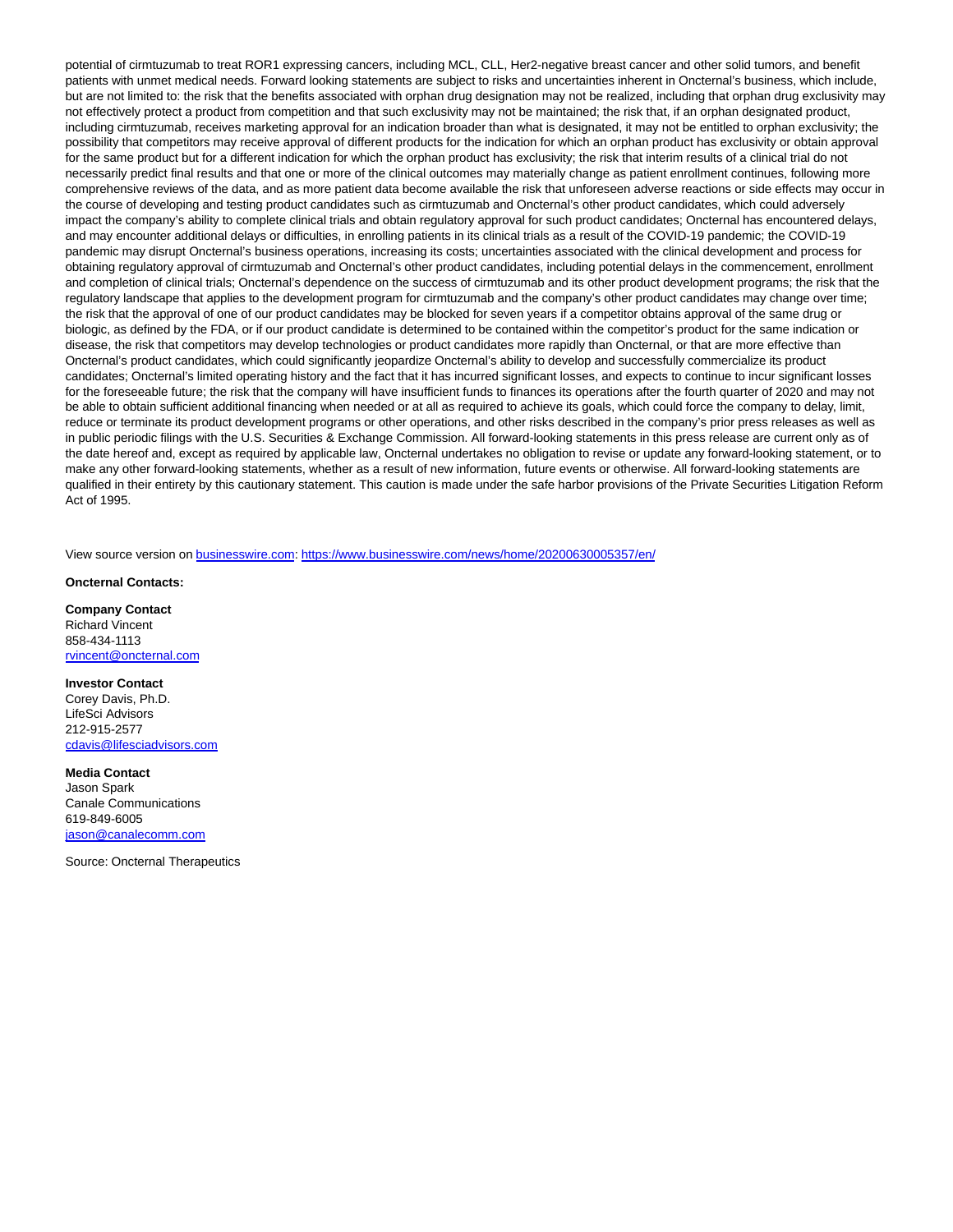potential of cirmtuzumab to treat ROR1 expressing cancers, including MCL, CLL, Her2-negative breast cancer and other solid tumors, and benefit patients with unmet medical needs. Forward looking statements are subject to risks and uncertainties inherent in Oncternal's business, which include, but are not limited to: the risk that the benefits associated with orphan drug designation may not be realized, including that orphan drug exclusivity may not effectively protect a product from competition and that such exclusivity may not be maintained; the risk that, if an orphan designated product, including cirmtuzumab, receives marketing approval for an indication broader than what is designated, it may not be entitled to orphan exclusivity; the possibility that competitors may receive approval of different products for the indication for which an orphan product has exclusivity or obtain approval for the same product but for a different indication for which the orphan product has exclusivity; the risk that interim results of a clinical trial do not necessarily predict final results and that one or more of the clinical outcomes may materially change as patient enrollment continues, following more comprehensive reviews of the data, and as more patient data become available the risk that unforeseen adverse reactions or side effects may occur in the course of developing and testing product candidates such as cirmtuzumab and Oncternal's other product candidates, which could adversely impact the company's ability to complete clinical trials and obtain regulatory approval for such product candidates; Oncternal has encountered delays, and may encounter additional delays or difficulties, in enrolling patients in its clinical trials as a result of the COVID-19 pandemic; the COVID-19 pandemic may disrupt Oncternal's business operations, increasing its costs; uncertainties associated with the clinical development and process for obtaining regulatory approval of cirmtuzumab and Oncternal's other product candidates, including potential delays in the commencement, enrollment and completion of clinical trials; Oncternal's dependence on the success of cirmtuzumab and its other product development programs; the risk that the regulatory landscape that applies to the development program for cirmtuzumab and the company's other product candidates may change over time; the risk that the approval of one of our product candidates may be blocked for seven years if a competitor obtains approval of the same drug or biologic, as defined by the FDA, or if our product candidate is determined to be contained within the competitor's product for the same indication or disease, the risk that competitors may develop technologies or product candidates more rapidly than Oncternal, or that are more effective than Oncternal's product candidates, which could significantly jeopardize Oncternal's ability to develop and successfully commercialize its product candidates; Oncternal's limited operating history and the fact that it has incurred significant losses, and expects to continue to incur significant losses for the foreseeable future; the risk that the company will have insufficient funds to finances its operations after the fourth quarter of 2020 and may not be able to obtain sufficient additional financing when needed or at all as required to achieve its goals, which could force the company to delay, limit, reduce or terminate its product development programs or other operations, and other risks described in the company's prior press releases as well as in public periodic filings with the U.S. Securities & Exchange Commission. All forward-looking statements in this press release are current only as of the date hereof and, except as required by applicable law, Oncternal undertakes no obligation to revise or update any forward-looking statement, or to make any other forward-looking statements, whether as a result of new information, future events or otherwise. All forward-looking statements are qualified in their entirety by this cautionary statement. This caution is made under the safe harbor provisions of the Private Securities Litigation Reform Act of 1995.

View source version on businesswire.com: https://www.businesswire.com/news/home/20200630005357/en/

**Oncternal Contacts:**

**Company Contact**
Richard Vincent
858-434-1113
rvincent@oncternal.com

**Investor Contact**
Corey Davis, Ph.D.
LifeSci Advisors
212-915-2577
cdavis@lifesciadvisors.com

**Media Contact**
Jason Spark
Canale Communications
619-849-6005
jason@canalecomm.com

Source: Oncternal Therapeutics